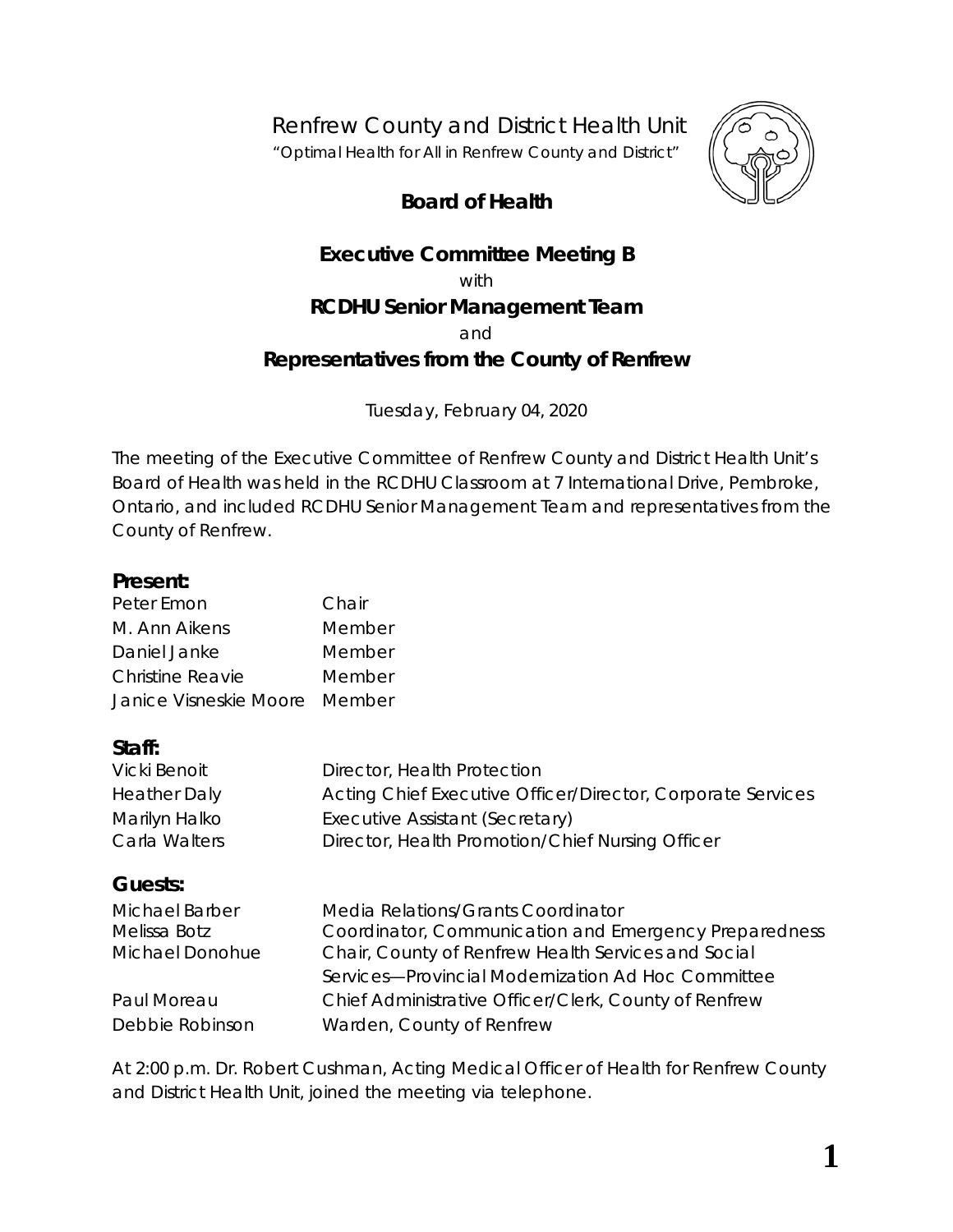# Renfrew County and District Health Unit

*"Optimal Health for All in Renfrew County and District"*

## Board of Health

## Executive Committee Meeting B

with

## RCDHU Senior Management Team

and

## Representatives from the County of Renfrew

Tuesday, February 04, 2020

The meeting of the Executive Committee of Renfrew County and District Health Unit's Board of Health was held in the RCDHU Classroom at 7 International Drive, Pembroke, Ontario, and included RCDHU Senior Management Team and representatives from the County of Renfrew.

**Present:**

| | |
|---|---|
| Peter Emon | Chair |
| M. Ann Aikens | Member |
| Daniel Janke | Member |
| Christine Reavie | Member |
| Janice Visneskie Moore | Member |

**Staff:**

| | |
|---|---|
| Vicki Benoit | Director, Health Protection |
| Heather Daly | Acting Chief Executive Officer/Director, Corporate Services |
| Marilyn Halko | Executive Assistant (Secretary) |
| Carla Walters | Director, Health Promotion/Chief Nursing Officer |

**Guests:**

| | |
|---|---|
| Michael Barber | Media Relations/Grants Coordinator |
| Melissa Botz | Coordinator, Communication and Emergency Preparedness |
| Michael Donohue | Chair, County of Renfrew Health Services and Social Services—Provincial Modernization Ad Hoc Committee |
| Paul Moreau | Chief Administrative Officer/Clerk, County of Renfrew |
| Debbie Robinson | Warden, County of Renfrew |

At 2:00 p.m. Dr. Robert Cushman, Acting Medical Officer of Health for Renfrew County and District Health Unit, joined the meeting via telephone.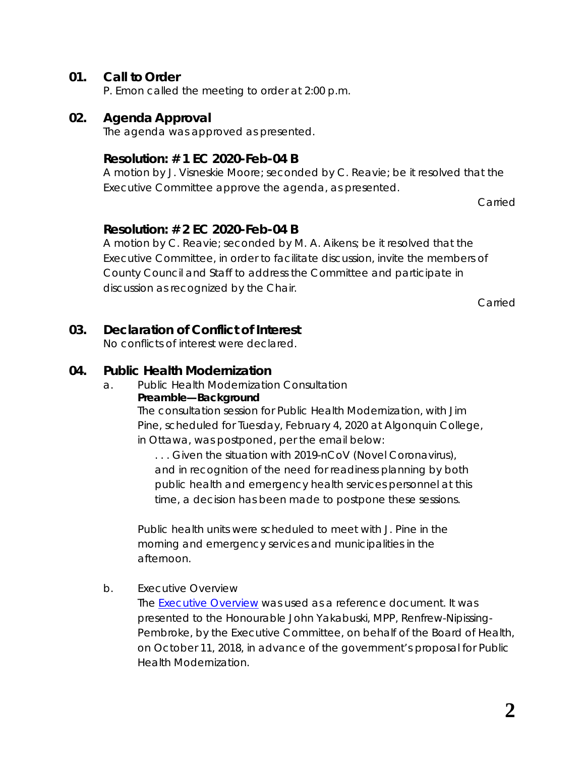## 01. Call to Order

P. Emon called the meeting to order at 2:00 p.m.

## 02. Agenda Approval

The agenda was approved as presented.

### Resolution: # 1 EC 2020-Feb-04 B

A motion by J. Visneskie Moore; seconded by C. Reavie; be it resolved that the Executive Committee approve the agenda, as presented.

Carried

### Resolution: # 2 EC 2020-Feb-04 B

A motion by C. Reavie; seconded by M. A. Aikens; be it resolved that the Executive Committee, in order to facilitate discussion, invite the members of County Council and Staff to address the Committee and participate in discussion as recognized by the Chair.

Carried

## 03. Declaration of Conflict of Interest

No conflicts of interest were declared.

## 04. Public Health Modernization

a. Public Health Modernization Consultation

**Preamble—Background**

The consultation session for Public Health Modernization, with Jim Pine, scheduled for Tuesday, February 4, 2020 at Algonquin College, in Ottawa, was postponed, per the email below:

> . . . Given the situation with 2019-nCoV (Novel Coronavirus), and in recognition of the need for readiness planning by both public health and emergency health services personnel at this time, a decision has been made to postpone these sessions.

Public health units were scheduled to meet with J. Pine in the morning and emergency services and municipalities in the afternoon.

b. Executive Overview

The Executive Overview was used as a reference document. It was presented to the Honourable John Yakabuski, MPP, Renfrew-Nipissing-Pembroke, by the Executive Committee, on behalf of the Board of Health, on October 11, 2018, in advance of the government's proposal for Public Health Modernization.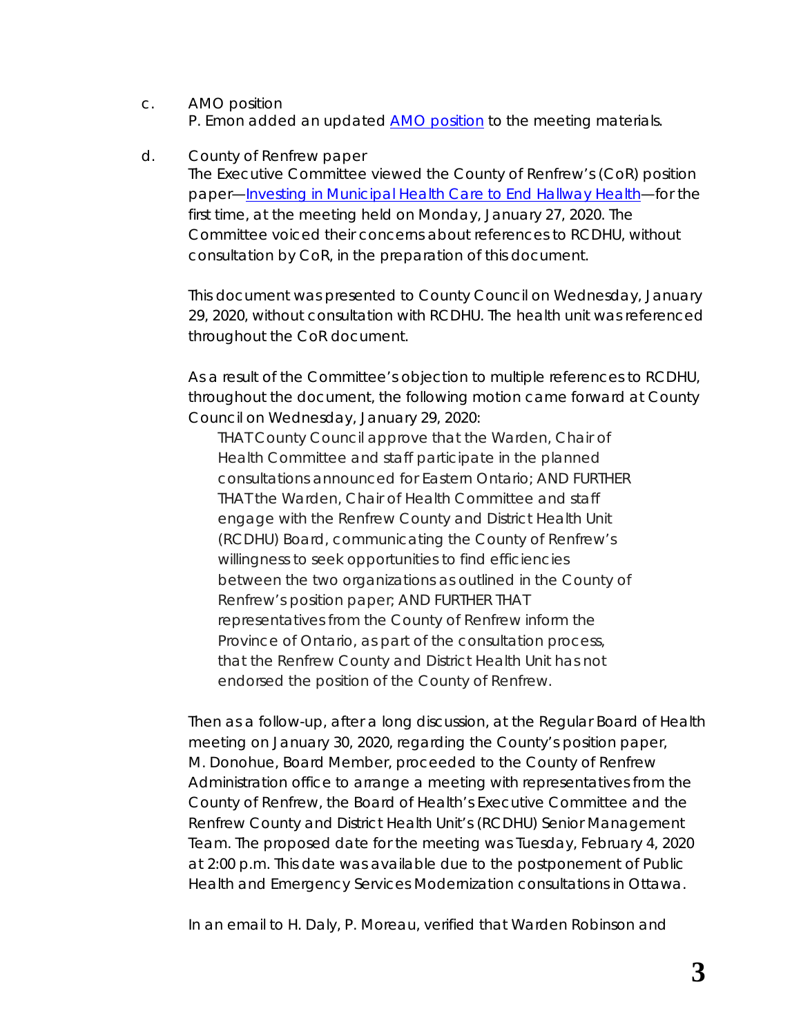c. AMO position

P. Emon added an updated [AMO position] to the meeting materials.

d. County of Renfrew paper

The Executive Committee viewed the County of Renfrew's (CoR) position paper—[Investing in Municipal Health Care to End Hallway Health]—for the first time, at the meeting held on Monday, January 27, 2020. The Committee voiced their concerns about references to RCDHU, without consultation by CoR, in the preparation of this document.

This document was presented to County Council on Wednesday, January 29, 2020, without consultation with RCDHU. The health unit was referenced throughout the CoR document.

As a result of the Committee's objection to multiple references to RCDHU, throughout the document, the following motion came forward at County Council on Wednesday, January 29, 2020:

> THAT County Council approve that the Warden, Chair of Health Committee and staff participate in the planned consultations announced for Eastern Ontario; AND FURTHER THAT the Warden, Chair of Health Committee and staff engage with the Renfrew County and District Health Unit (RCDHU) Board, communicating the County of Renfrew's willingness to seek opportunities to find efficiencies between the two organizations as outlined in the County of Renfrew's position paper; AND FURTHER THAT representatives from the County of Renfrew inform the Province of Ontario, as part of the consultation process, that the Renfrew County and District Health Unit has not endorsed the position of the County of Renfrew.

Then as a follow-up, after a long discussion, at the Regular Board of Health meeting on January 30, 2020, regarding the County's position paper, M. Donohue, Board Member, proceeded to the County of Renfrew Administration office to arrange a meeting with representatives from the County of Renfrew, the Board of Health's Executive Committee and the Renfrew County and District Health Unit's (RCDHU) Senior Management Team. The proposed date for the meeting was Tuesday, February 4, 2020 at 2:00 p.m. This date was available due to the postponement of Public Health and Emergency Services Modernization consultations in Ottawa.

In an email to H. Daly, P. Moreau, verified that Warden Robinson and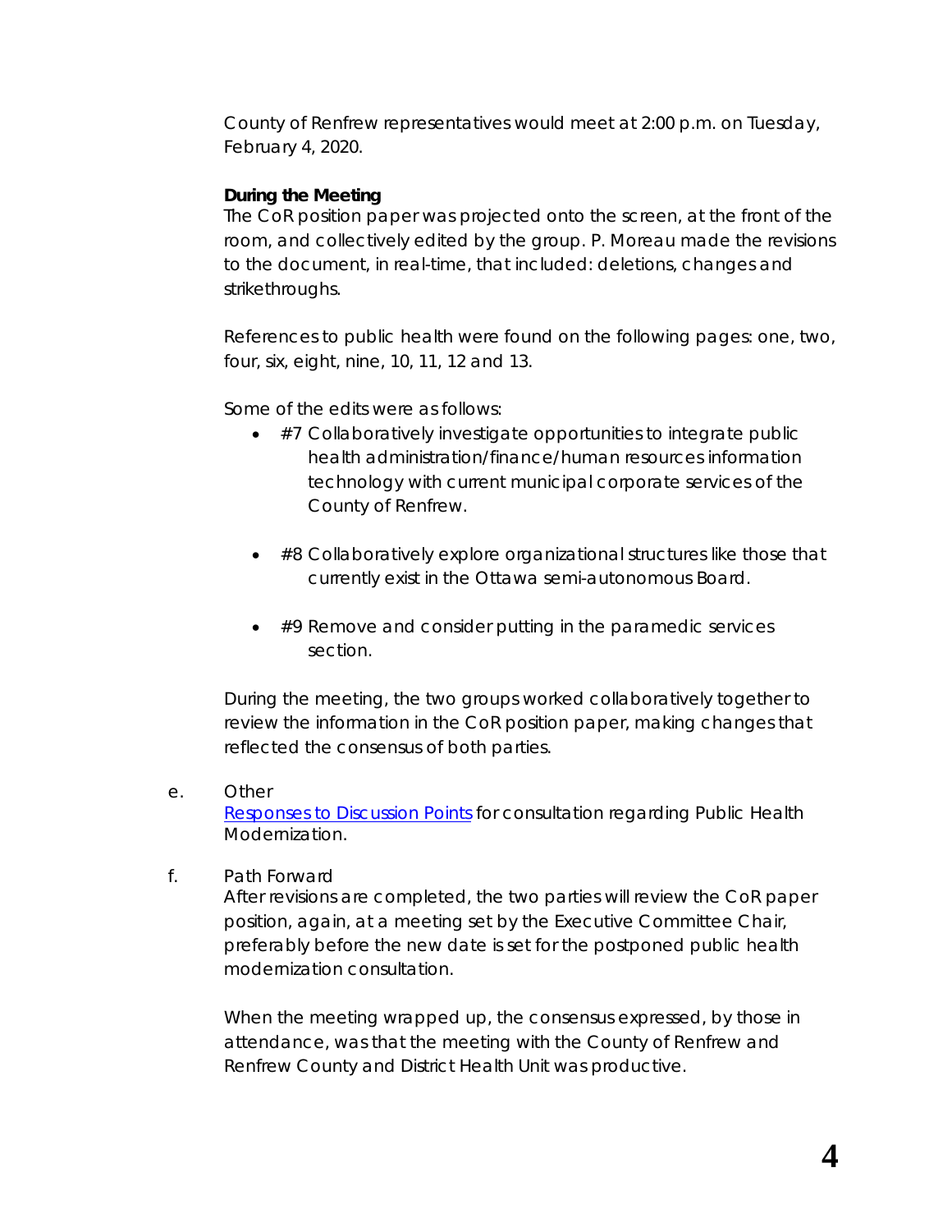County of Renfrew representatives would meet at 2:00 p.m. on Tuesday, February 4, 2020.

**During the Meeting**
The CoR position paper was projected onto the screen, at the front of the room, and collectively edited by the group. P. Moreau made the revisions to the document, in real-time, that included: deletions, changes and strikethroughs.

References to public health were found on the following pages: one, two, four, six, eight, nine, 10, 11, 12 and 13.

Some of the edits were as follows:

- #7 Collaboratively investigate opportunities to integrate public health administration/finance/human resources information technology with current municipal corporate services of the County of Renfrew.

- #8 Collaboratively explore organizational structures like those that currently exist in the Ottawa semi-autonomous Board.

- #9 Remove and consider putting in the paramedic services section.

During the meeting, the two groups worked collaboratively together to review the information in the CoR position paper, making changes that reflected the consensus of both parties.

e. Other
[Responses to Discussion Points] for consultation regarding Public Health Modernization.

f. Path Forward
After revisions are completed, the two parties will review the CoR paper position, again, at a meeting set by the Executive Committee Chair, preferably before the new date is set for the postponed public health modernization consultation.

When the meeting wrapped up, the consensus expressed, by those in attendance, was that the meeting with the County of Renfrew and Renfrew County and District Health Unit was productive.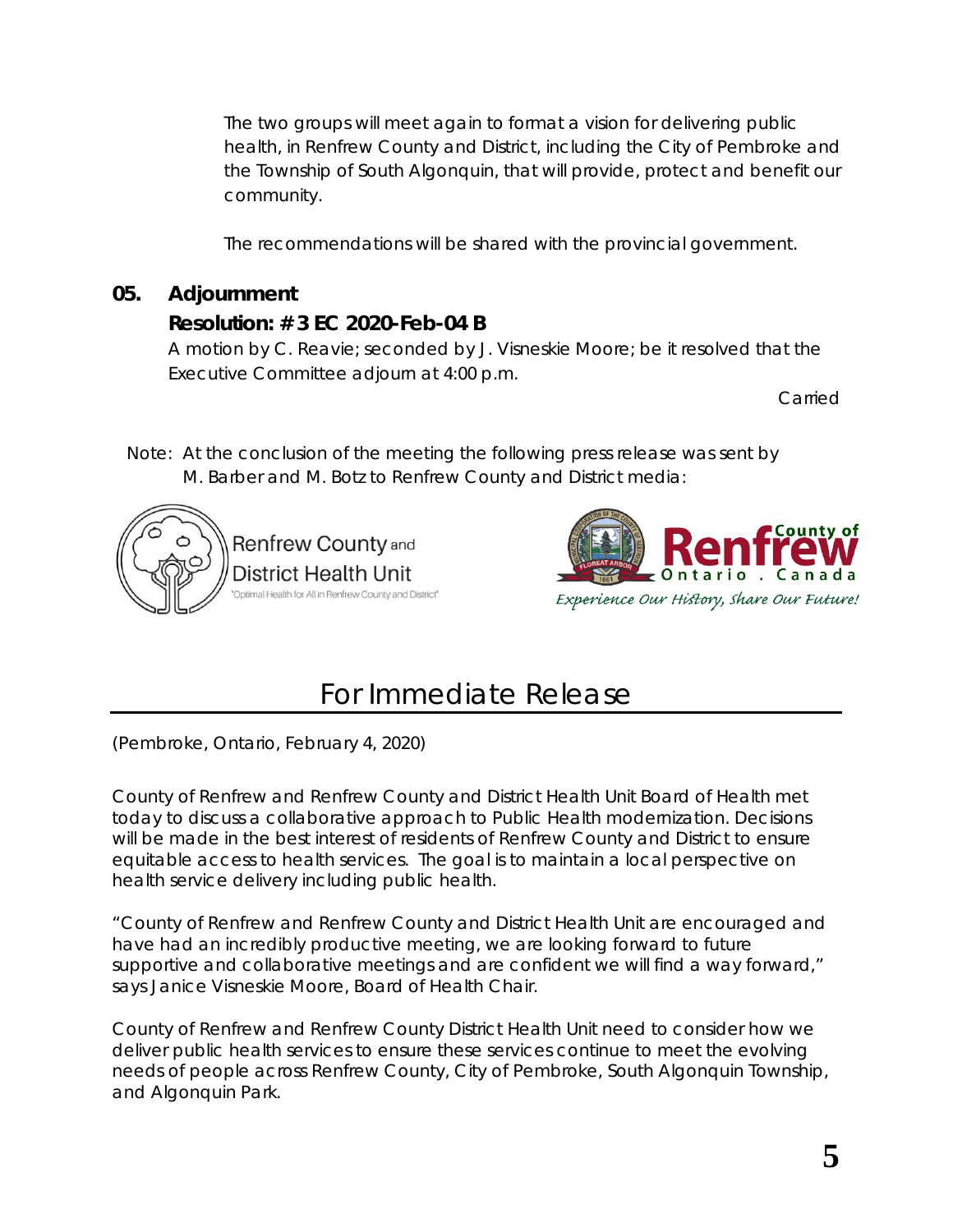The two groups will meet again to format a vision for delivering public health, in Renfrew County and District, including the City of Pembroke and the Township of South Algonquin, that will provide, protect and benefit our community.

The recommendations will be shared with the provincial government.

## 05. Adjournment

**Resolution: # 3 EC 2020-Feb-04 B**

A motion by C. Reavie; seconded by J. Visneskie Moore; be it resolved that the Executive Committee adjourn at 4:00 p.m.

Carried

Note: At the conclusion of the meeting the following press release was sent by M. Barber and M. Botz to Renfrew County and District media:

Renfrew County and District Health Unit
"Optimal Health for All in Renfrew County and District"

County of Renfrew Ontario . Canada
*Experience Our History, Share Our Future!*

# For Immediate Release

(Pembroke, Ontario, February 4, 2020)

County of Renfrew and Renfrew County and District Health Unit Board of Health met today to discuss a collaborative approach to Public Health modernization. Decisions will be made in the best interest of residents of Renfrew County and District to ensure equitable access to health services. The goal is to maintain a local perspective on health service delivery including public health.

"County of Renfrew and Renfrew County and District Health Unit are encouraged and have had an incredibly productive meeting, we are looking forward to future supportive and collaborative meetings and are confident we will find a way forward," says Janice Visneskie Moore, Board of Health Chair.

County of Renfrew and Renfrew County District Health Unit need to consider how we deliver public health services to ensure these services continue to meet the evolving needs of people across Renfrew County, City of Pembroke, South Algonquin Township, and Algonquin Park.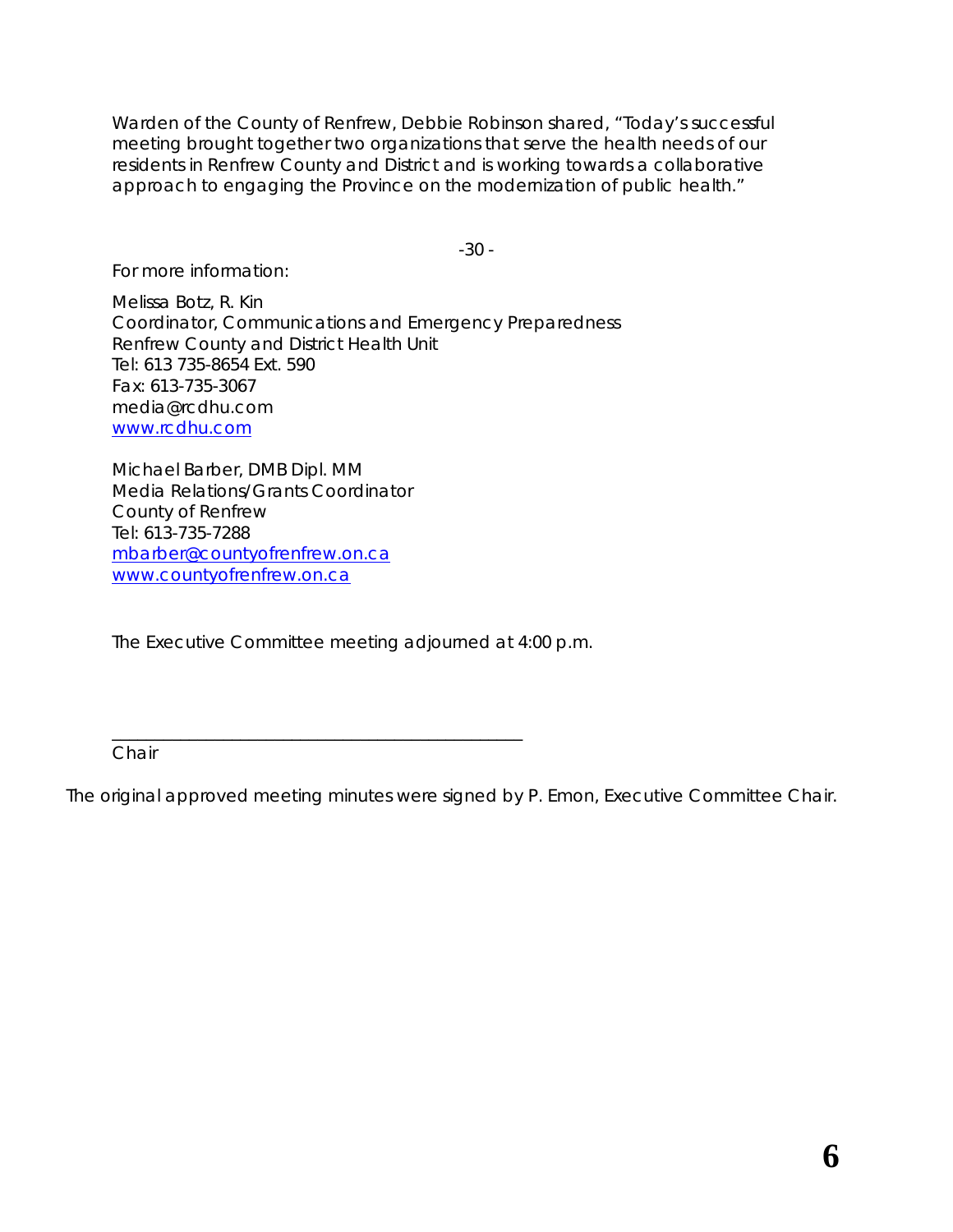Warden of the County of Renfrew, Debbie Robinson shared, "Today's successful meeting brought together two organizations that serve the health needs of our residents in Renfrew County and District and is working towards a collaborative approach to engaging the Province on the modernization of public health."

-30 -

For more information:

Melissa Botz, R. Kin
Coordinator, Communications and Emergency Preparedness
Renfrew County and District Health Unit
Tel: 613 735-8654 Ext. 590
Fax: 613-735-3067
media@rcdhu.com
www.rcdhu.com

Michael Barber, DMB Dipl. MM
Media Relations/Grants Coordinator
County of Renfrew
Tel: 613-735-7288
mbarber@countyofrenfrew.on.ca
www.countyofrenfrew.on.ca

The Executive Committee meeting adjourned at 4:00 p.m.

_______________________________________________
Chair

*The original approved meeting minutes were signed by P. Emon, Executive Committee Chair.*